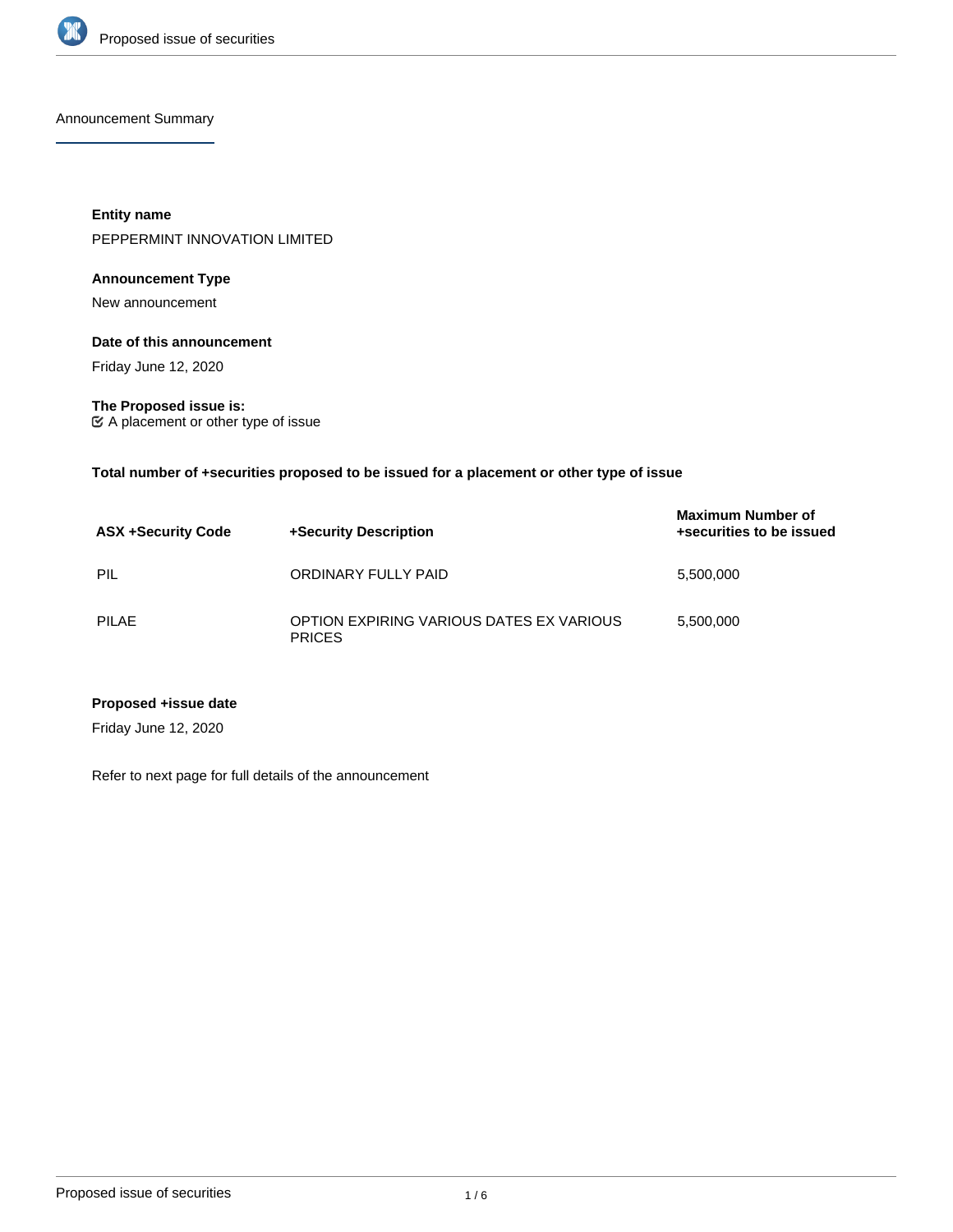## Announcement Summary

**Entity name**

PEPPERMINT INNOVATION LIMITED

**Announcement Type**

New announcement

**Date of this announcement**

Friday June 12, 2020

**The Proposed issue is:**

☑ A placement or other type of issue

**Total number of +securities proposed to be issued for a placement or other type of issue**

| ASX +Security Code | +Security Description | Maximum Number of +securities to be issued |
|---|---|---|
| PIL | ORDINARY FULLY PAID | 5,500,000 |
| PILAE | OPTION EXPIRING VARIOUS DATES EX VARIOUS PRICES | 5,500,000 |

**Proposed +issue date**

Friday June 12, 2020

Refer to next page for full details of the announcement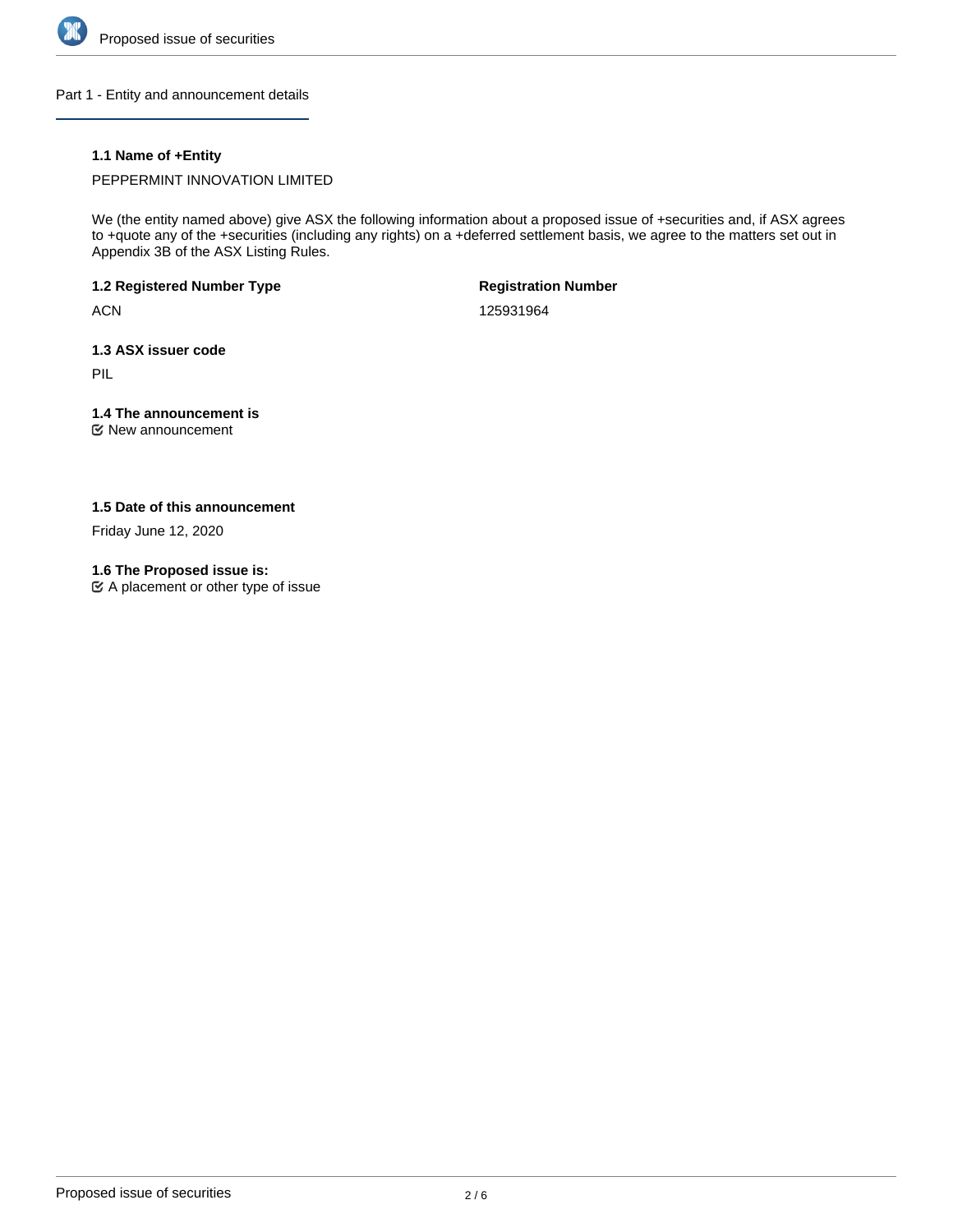## Part 1 - Entity and announcement details

### 1.1 Name of +Entity

PEPPERMINT INNOVATION LIMITED

We (the entity named above) give ASX the following information about a proposed issue of +securities and, if ASX agrees to +quote any of the +securities (including any rights) on a +deferred settlement basis, we agree to the matters set out in Appendix 3B of the ASX Listing Rules.

**1.2 Registered Number Type**

ACN

**Registration Number**

125931964

**1.3 ASX issuer code**

PIL

**1.4 The announcement is**

☑ New announcement

**1.5 Date of this announcement**

Friday June 12, 2020

**1.6 The Proposed issue is:**

☑ A placement or other type of issue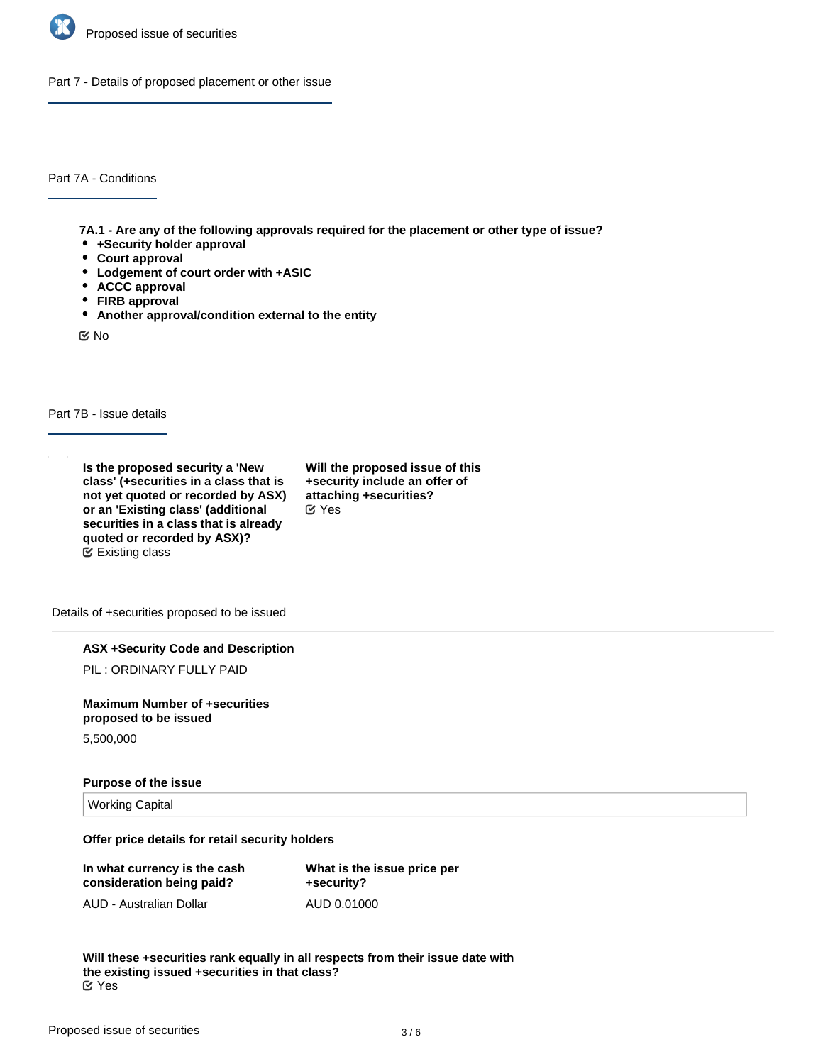## Part 7 - Details of proposed placement or other issue

### Part 7A - Conditions

**7A.1 - Are any of the following approvals required for the placement or other type of issue?**

- **+Security holder approval**
- **Court approval**
- **Lodgement of court order with +ASIC**
- **ACCC approval**
- **FIRB approval**
- **Another approval/condition external to the entity**

No

### Part 7B - Issue details

**Is the proposed security a 'New class' (+securities in a class that is not yet quoted or recorded by ASX) or an 'Existing class' (additional securities in a class that is already quoted or recorded by ASX)?**

Existing class

**Will the proposed issue of this +security include an offer of attaching +securities?**

Yes

Details of +securities proposed to be issued

**ASX +Security Code and Description**

PIL : ORDINARY FULLY PAID

**Maximum Number of +securities proposed to be issued**

5,500,000

**Purpose of the issue**

Working Capital

**Offer price details for retail security holders**

**In what currency is the cash consideration being paid?**

AUD - Australian Dollar

**What is the issue price per +security?**

AUD 0.01000

**Will these +securities rank equally in all respects from their issue date with the existing issued +securities in that class?**

Yes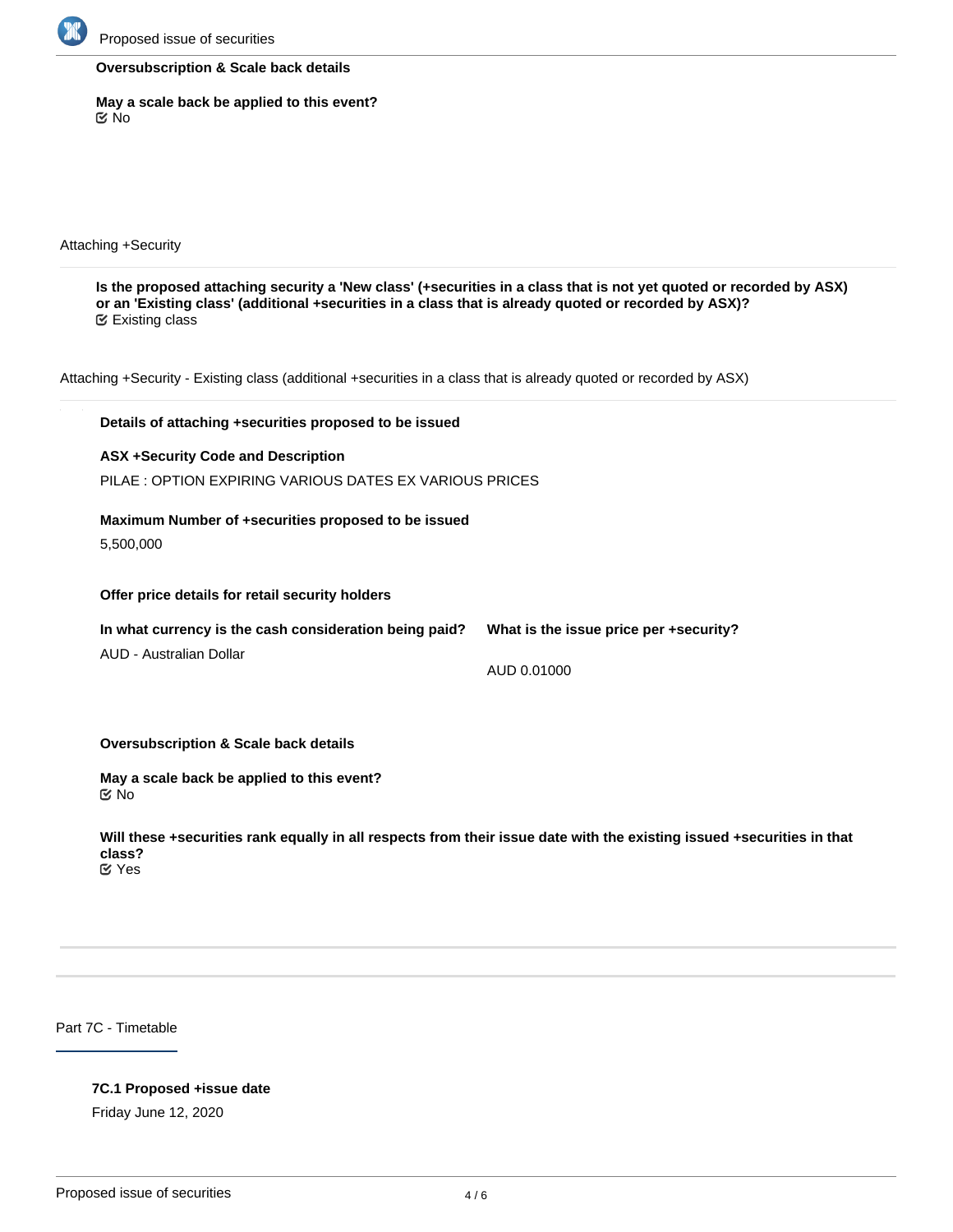**Oversubscription & Scale back details**

**May a scale back be applied to this event?**
☑ No

Attaching +Security

**Is the proposed attaching security a 'New class' (+securities in a class that is not yet quoted or recorded by ASX) or an 'Existing class' (additional +securities in a class that is already quoted or recorded by ASX)?**
☑ Existing class

Attaching +Security - Existing class (additional +securities in a class that is already quoted or recorded by ASX)

**Details of attaching +securities proposed to be issued**

**ASX +Security Code and Description**

PILAE : OPTION EXPIRING VARIOUS DATES EX VARIOUS PRICES

**Maximum Number of +securities proposed to be issued**

5,500,000

**Offer price details for retail security holders**

**In what currency is the cash consideration being paid?**

AUD - Australian Dollar

**What is the issue price per +security?**

AUD 0.01000

**Oversubscription & Scale back details**

**May a scale back be applied to this event?**
☑ No

**Will these +securities rank equally in all respects from their issue date with the existing issued +securities in that class?**
☑ Yes

## Part 7C - Timetable

**7C.1 Proposed +issue date**

Friday June 12, 2020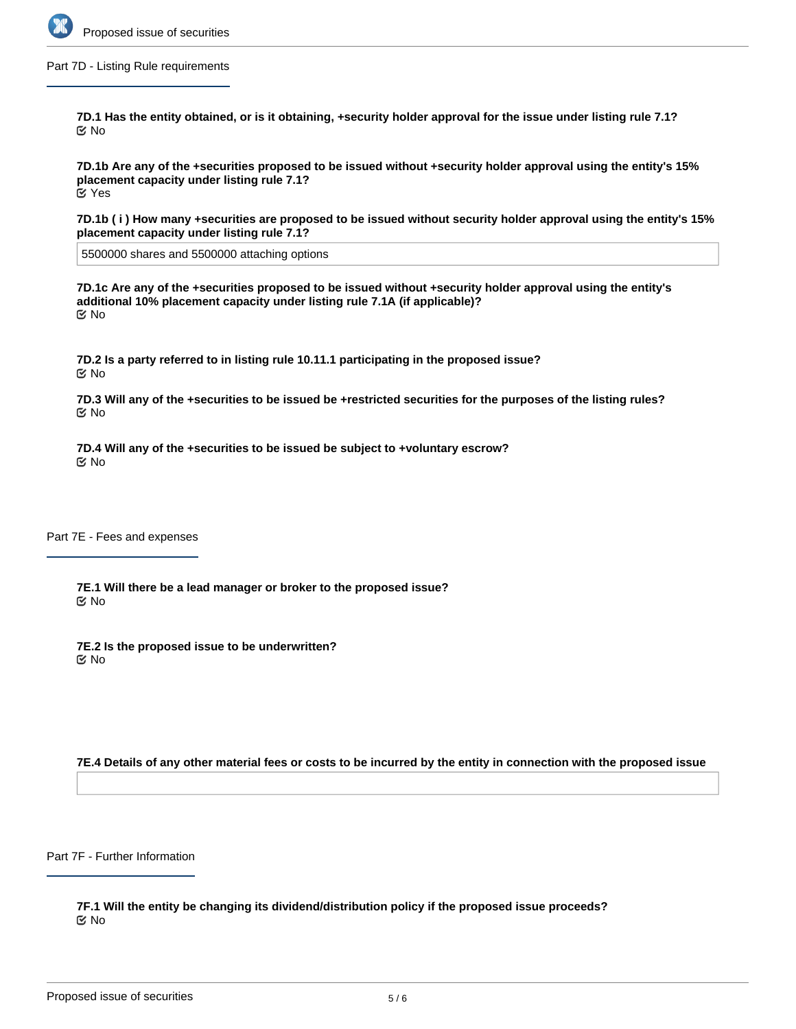## Part 7D - Listing Rule requirements

**7D.1 Has the entity obtained, or is it obtaining, +security holder approval for the issue under listing rule 7.1?**
No

**7D.1b Are any of the +securities proposed to be issued without +security holder approval using the entity's 15% placement capacity under listing rule 7.1?**
Yes

**7D.1b ( i ) How many +securities are proposed to be issued without security holder approval using the entity's 15% placement capacity under listing rule 7.1?**

5500000 shares and 5500000 attaching options

**7D.1c Are any of the +securities proposed to be issued without +security holder approval using the entity's additional 10% placement capacity under listing rule 7.1A (if applicable)?**
No

**7D.2 Is a party referred to in listing rule 10.11.1 participating in the proposed issue?**
No

**7D.3 Will any of the +securities to be issued be +restricted securities for the purposes of the listing rules?**
No

**7D.4 Will any of the +securities to be issued be subject to +voluntary escrow?**
No

## Part 7E - Fees and expenses

**7E.1 Will there be a lead manager or broker to the proposed issue?**
No

**7E.2 Is the proposed issue to be underwritten?**
No

**7E.4 Details of any other material fees or costs to be incurred by the entity in connection with the proposed issue**

## Part 7F - Further Information

**7F.1 Will the entity be changing its dividend/distribution policy if the proposed issue proceeds?**
No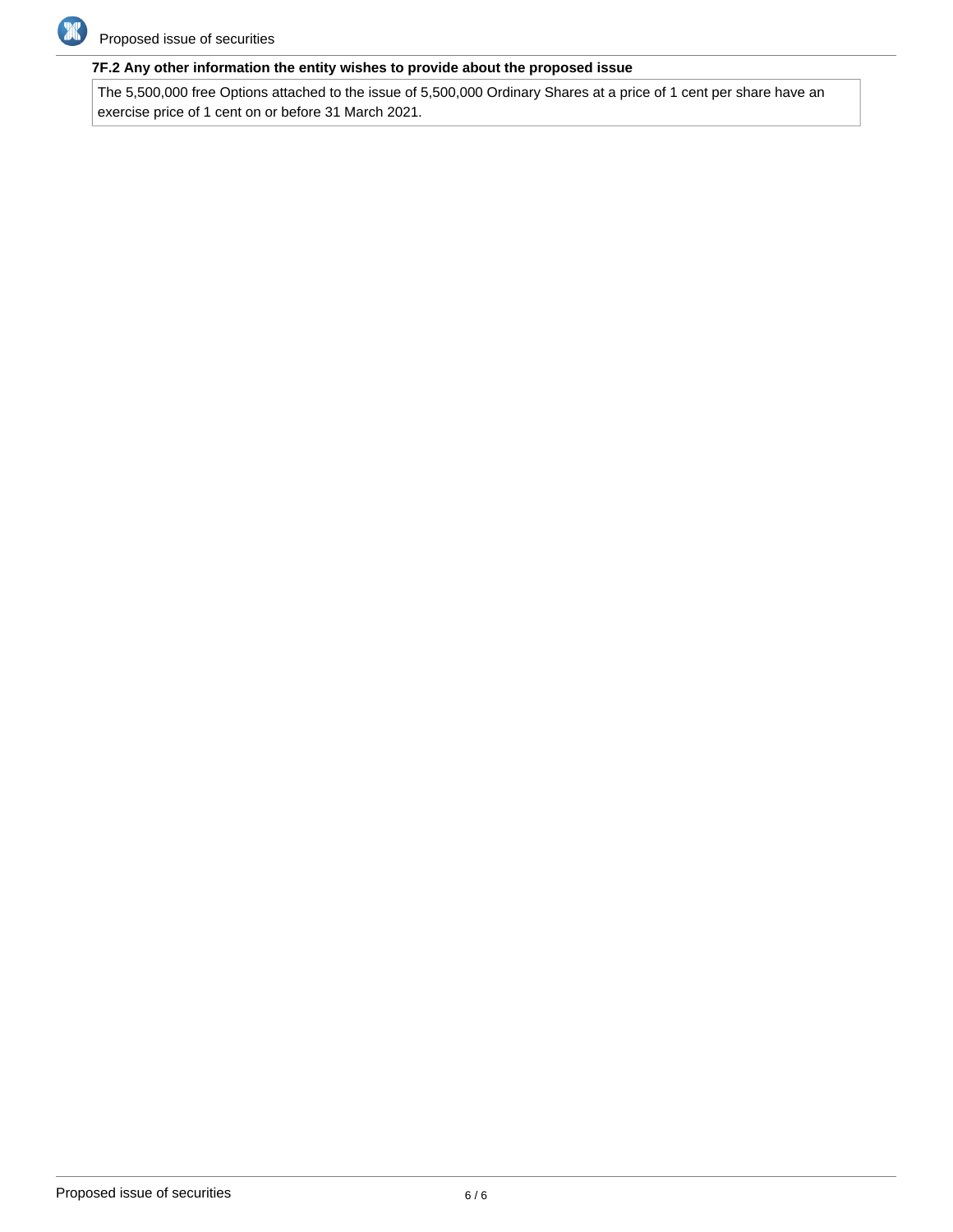**7F.2 Any other information the entity wishes to provide about the proposed issue**

The 5,500,000 free Options attached to the issue of 5,500,000 Ordinary Shares at a price of 1 cent per share have an exercise price of 1 cent on or before 31 March 2021.